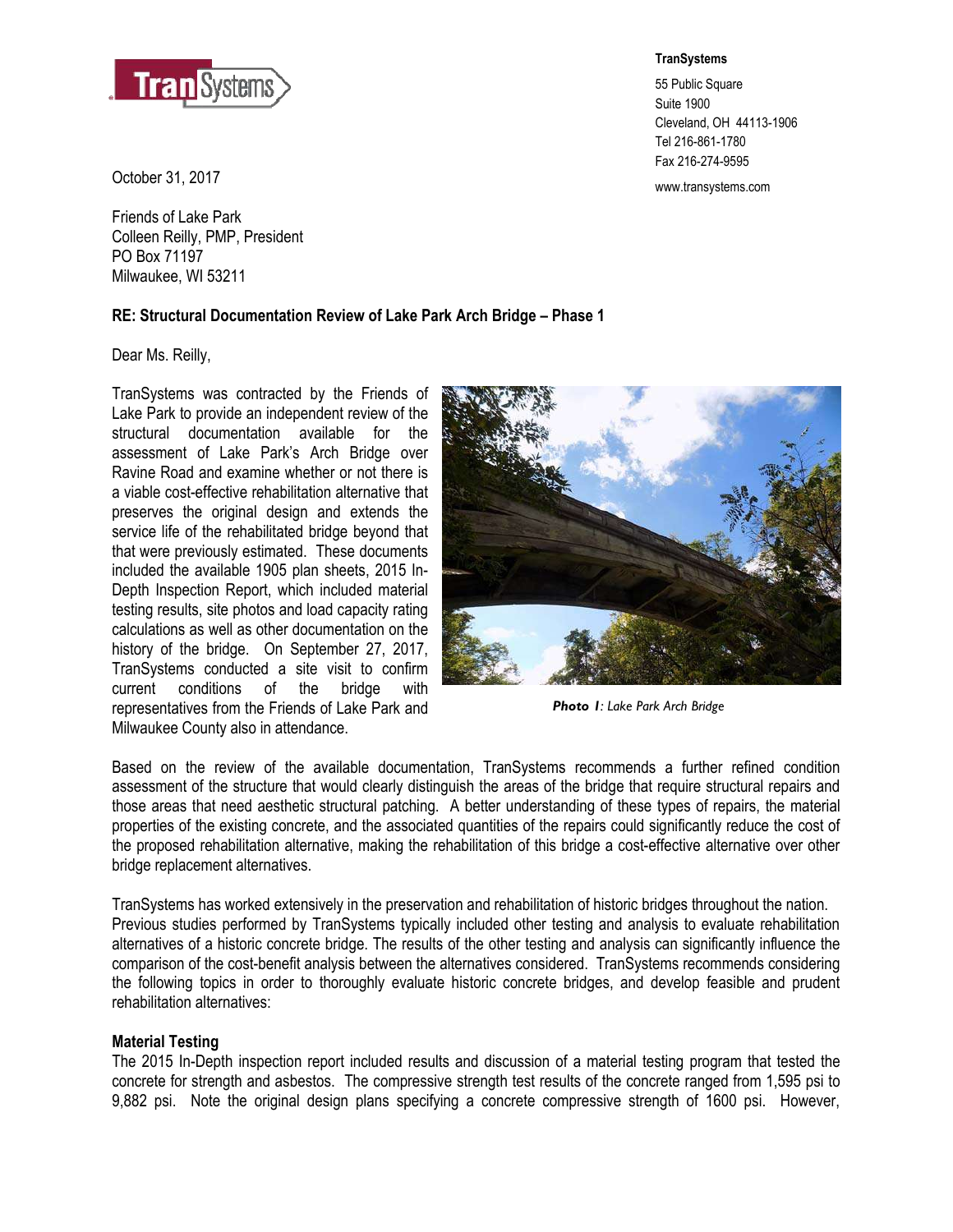TranSystems

55 Public Square
Suite 1900
Cleveland, OH 44113-1906
Tel 216-861-1780
Fax 216-274-9595

www.transystems.com

October 31, 2017

Friends of Lake Park
Colleen Reilly, PMP, President
PO Box 71197
Milwaukee, WI 53211

**RE: Structural Documentation Review of Lake Park Arch Bridge – Phase 1**

Dear Ms. Reilly,

TranSystems was contracted by the Friends of Lake Park to provide an independent review of the structural documentation available for the assessment of Lake Park's Arch Bridge over Ravine Road and examine whether or not there is a viable cost-effective rehabilitation alternative that preserves the original design and extends the service life of the rehabilitated bridge beyond that that were previously estimated. These documents included the available 1905 plan sheets, 2015 In-Depth Inspection Report, which included material testing results, site photos and load capacity rating calculations as well as other documentation on the history of the bridge. On September 27, 2017, TranSystems conducted a site visit to confirm current conditions of the bridge with representatives from the Friends of Lake Park and Milwaukee County also in attendance.

***Photo 1**: Lake Park Arch Bridge*

Based on the review of the available documentation, TranSystems recommends a further refined condition assessment of the structure that would clearly distinguish the areas of the bridge that require structural repairs and those areas that need aesthetic structural patching. A better understanding of these types of repairs, the material properties of the existing concrete, and the associated quantities of the repairs could significantly reduce the cost of the proposed rehabilitation alternative, making the rehabilitation of this bridge a cost-effective alternative over other bridge replacement alternatives.

TranSystems has worked extensively in the preservation and rehabilitation of historic bridges throughout the nation. Previous studies performed by TranSystems typically included other testing and analysis to evaluate rehabilitation alternatives of a historic concrete bridge. The results of the other testing and analysis can significantly influence the comparison of the cost-benefit analysis between the alternatives considered. TranSystems recommends considering the following topics in order to thoroughly evaluate historic concrete bridges, and develop feasible and prudent rehabilitation alternatives:

### Material Testing

The 2015 In-Depth inspection report included results and discussion of a material testing program that tested the concrete for strength and asbestos. The compressive strength test results of the concrete ranged from 1,595 psi to 9,882 psi. Note the original design plans specifying a concrete compressive strength of 1600 psi. However,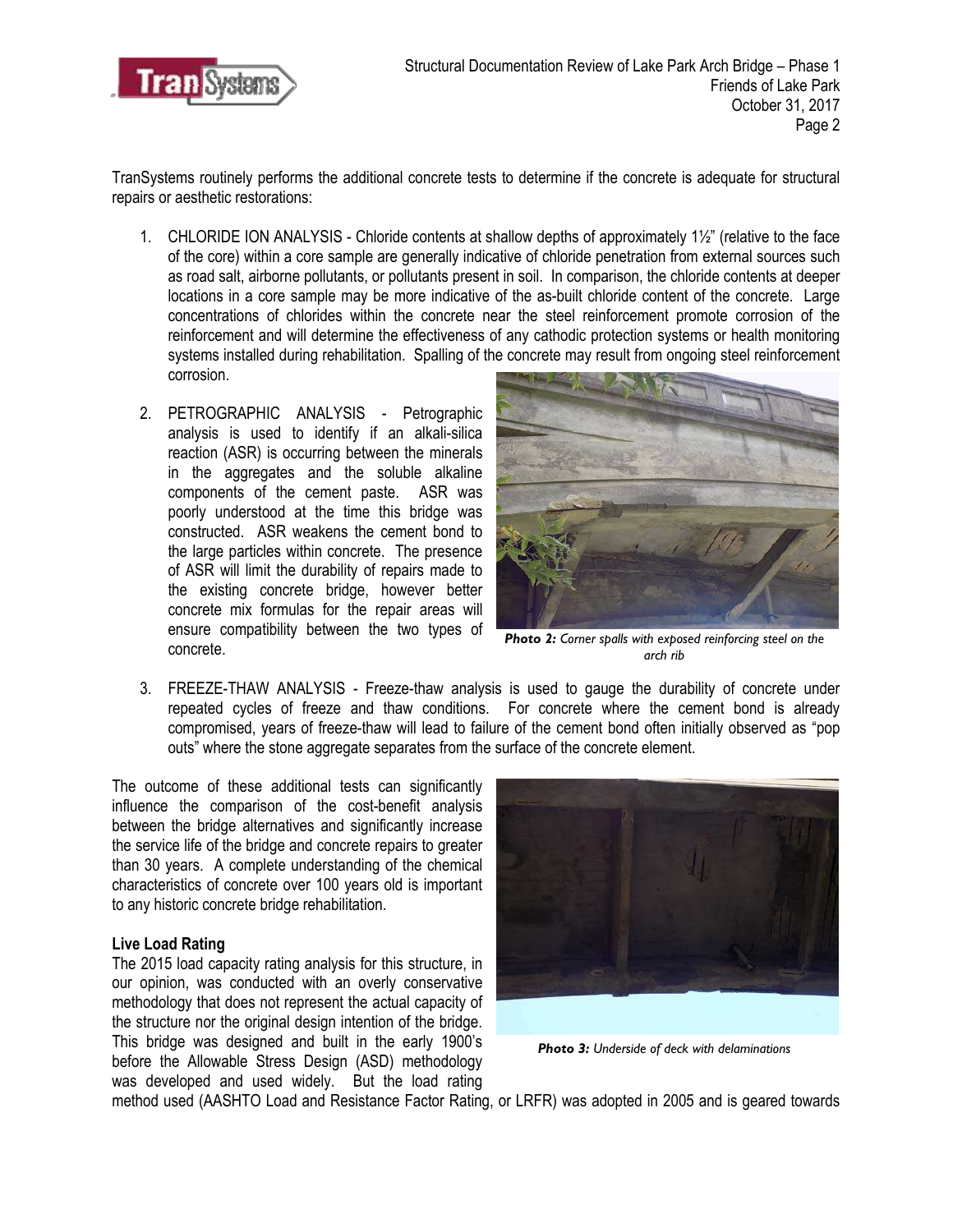TranSystems routinely performs the additional concrete tests to determine if the concrete is adequate for structural repairs or aesthetic restorations:

1. CHLORIDE ION ANALYSIS - Chloride contents at shallow depths of approximately 1½" (relative to the face of the core) within a core sample are generally indicative of chloride penetration from external sources such as road salt, airborne pollutants, or pollutants present in soil. In comparison, the chloride contents at deeper locations in a core sample may be more indicative of the as-built chloride content of the concrete. Large concentrations of chlorides within the concrete near the steel reinforcement promote corrosion of the reinforcement and will determine the effectiveness of any cathodic protection systems or health monitoring systems installed during rehabilitation. Spalling of the concrete may result from ongoing steel reinforcement corrosion.

2. PETROGRAPHIC ANALYSIS - Petrographic analysis is used to identify if an alkali-silica reaction (ASR) is occurring between the minerals in the aggregates and the soluble alkaline components of the cement paste. ASR was poorly understood at the time this bridge was constructed. ASR weakens the cement bond to the large particles within concrete. The presence of ASR will limit the durability of repairs made to the existing concrete bridge, however better concrete mix formulas for the repair areas will ensure compatibility between the two types of concrete.

***Photo 2:*** *Corner spalls with exposed reinforcing steel on the arch rib*

3. FREEZE-THAW ANALYSIS - Freeze-thaw analysis is used to gauge the durability of concrete under repeated cycles of freeze and thaw conditions. For concrete where the cement bond is already compromised, years of freeze-thaw will lead to failure of the cement bond often initially observed as "pop outs" where the stone aggregate separates from the surface of the concrete element.

The outcome of these additional tests can significantly influence the comparison of the cost-benefit analysis between the bridge alternatives and significantly increase the service life of the bridge and concrete repairs to greater than 30 years. A complete understanding of the chemical characteristics of concrete over 100 years old is important to any historic concrete bridge rehabilitation.

***Photo 3:*** *Underside of deck with delaminations*

**Live Load Rating**

The 2015 load capacity rating analysis for this structure, in our opinion, was conducted with an overly conservative methodology that does not represent the actual capacity of the structure nor the original design intention of the bridge. This bridge was designed and built in the early 1900's before the Allowable Stress Design (ASD) methodology was developed and used widely. But the load rating method used (AASHTO Load and Resistance Factor Rating, or LRFR) was adopted in 2005 and is geared towards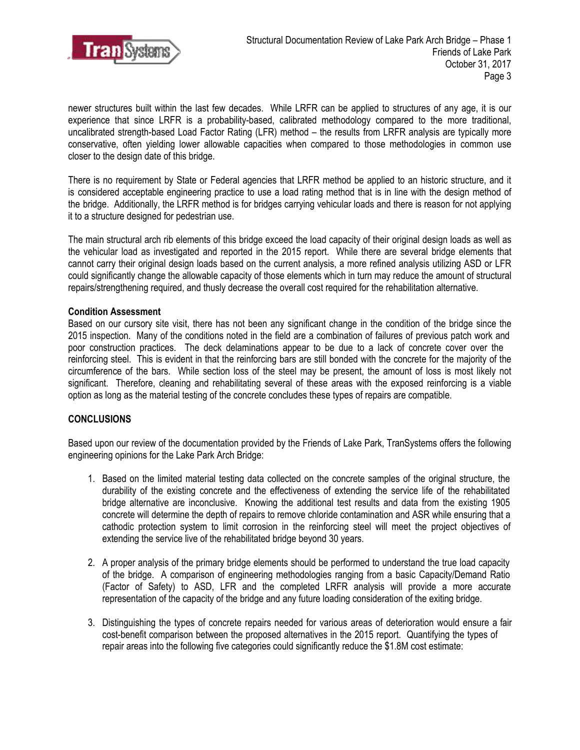newer structures built within the last few decades. While LRFR can be applied to structures of any age, it is our experience that since LRFR is a probability-based, calibrated methodology compared to the more traditional, uncalibrated strength-based Load Factor Rating (LFR) method – the results from LRFR analysis are typically more conservative, often yielding lower allowable capacities when compared to those methodologies in common use closer to the design date of this bridge.

There is no requirement by State or Federal agencies that LRFR method be applied to an historic structure, and it is considered acceptable engineering practice to use a load rating method that is in line with the design method of the bridge. Additionally, the LRFR method is for bridges carrying vehicular loads and there is reason for not applying it to a structure designed for pedestrian use.

The main structural arch rib elements of this bridge exceed the load capacity of their original design loads as well as the vehicular load as investigated and reported in the 2015 report. While there are several bridge elements that cannot carry their original design loads based on the current analysis, a more refined analysis utilizing ASD or LFR could significantly change the allowable capacity of those elements which in turn may reduce the amount of structural repairs/strengthening required, and thusly decrease the overall cost required for the rehabilitation alternative.

**Condition Assessment**

Based on our cursory site visit, there has not been any significant change in the condition of the bridge since the 2015 inspection. Many of the conditions noted in the field are a combination of failures of previous patch work and poor construction practices. The deck delaminations appear to be due to a lack of concrete cover over the reinforcing steel. This is evident in that the reinforcing bars are still bonded with the concrete for the majority of the circumference of the bars. While section loss of the steel may be present, the amount of loss is most likely not significant. Therefore, cleaning and rehabilitating several of these areas with the exposed reinforcing is a viable option as long as the material testing of the concrete concludes these types of repairs are compatible.

## CONCLUSIONS

Based upon our review of the documentation provided by the Friends of Lake Park, TranSystems offers the following engineering opinions for the Lake Park Arch Bridge:

1. Based on the limited material testing data collected on the concrete samples of the original structure, the durability of the existing concrete and the effectiveness of extending the service life of the rehabilitated bridge alternative are inconclusive. Knowing the additional test results and data from the existing 1905 concrete will determine the depth of repairs to remove chloride contamination and ASR while ensuring that a cathodic protection system to limit corrosion in the reinforcing steel will meet the project objectives of extending the service live of the rehabilitated bridge beyond 30 years.

2. A proper analysis of the primary bridge elements should be performed to understand the true load capacity of the bridge. A comparison of engineering methodologies ranging from a basic Capacity/Demand Ratio (Factor of Safety) to ASD, LFR and the completed LRFR analysis will provide a more accurate representation of the capacity of the bridge and any future loading consideration of the exiting bridge.

3. Distinguishing the types of concrete repairs needed for various areas of deterioration would ensure a fair cost-benefit comparison between the proposed alternatives in the 2015 report. Quantifying the types of repair areas into the following five categories could significantly reduce the $1.8M cost estimate: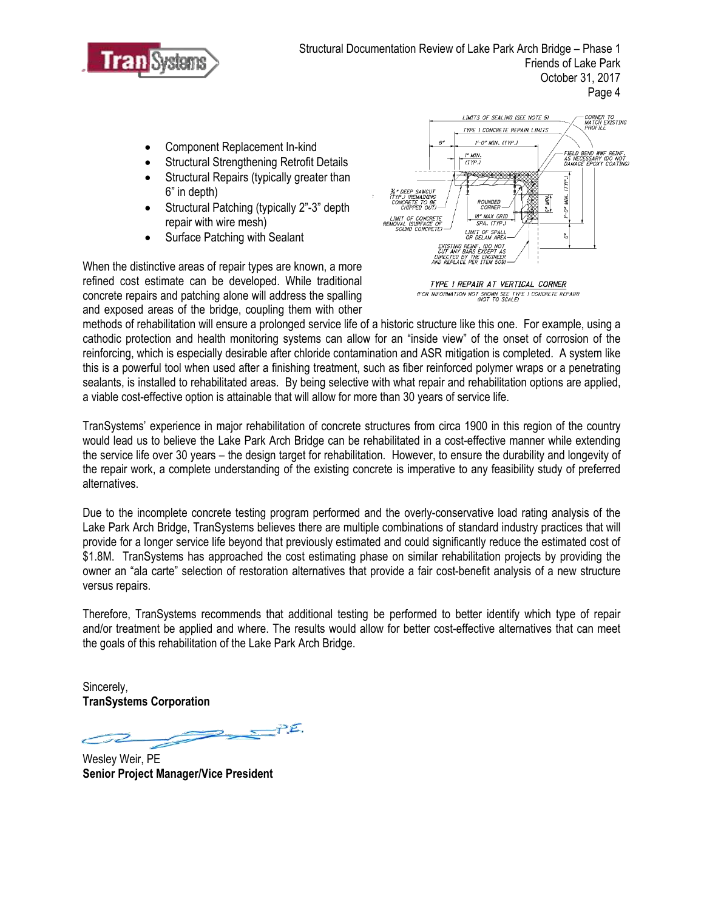- Component Replacement In-kind
- Structural Strengthening Retrofit Details
- Structural Repairs (typically greater than 6" in depth)
- Structural Patching (typically 2"-3" depth repair with wire mesh)
- Surface Patching with Sealant

LIMITS OF SEALING (SEE NOTE 5)

TYPE 1 CONCRETE REPAIR LIMITS

CORNER TO MATCH EXISTING PROFILE

6"

1'-0" MIN. (TYP.)

1" MIN. (TYP.)

FIELD BEND WWF REINF. AS NECESSARY (DO NOT DAMAGE EPOXY COATING)

¾" DEEP SAWCUT (TYP.) (REMAINING CONCRETE TO BE CHIPPED OUT)

ROUNDED CORNER

6" MIN.

1'-0" MIN. (TYP.)

LIMIT OF CONCRETE REMOVAL (SURFACE OF SOUND CONCRETE)

18" MAX GRID SPA. (TYP.)

LIMIT OF SPALL OR DELAM AREA

6"

EXISTING REINF. (DO NOT CUT ANY BARS EXCEPT AS DIRECTED BY THE ENGINEER AND REPLACE PER ITEM 509)

TYPE 1 REPAIR AT VERTICAL CORNER

(FOR INFORMATION NOT SHOWN SEE TYPE 1 CONCRETE REPAIR) (NOT TO SCALE)

When the distinctive areas of repair types are known, a more refined cost estimate can be developed. While traditional concrete repairs and patching alone will address the spalling and exposed areas of the bridge, coupling them with other methods of rehabilitation will ensure a prolonged service life of a historic structure like this one. For example, using a cathodic protection and health monitoring systems can allow for an "inside view" of the onset of corrosion of the reinforcing, which is especially desirable after chloride contamination and ASR mitigation is completed. A system like this is a powerful tool when used after a finishing treatment, such as fiber reinforced polymer wraps or a penetrating sealants, is installed to rehabilitated areas. By being selective with what repair and rehabilitation options are applied, a viable cost-effective option is attainable that will allow for more than 30 years of service life.

TranSystems' experience in major rehabilitation of concrete structures from circa 1900 in this region of the country would lead us to believe the Lake Park Arch Bridge can be rehabilitated in a cost-effective manner while extending the service life over 30 years – the design target for rehabilitation. However, to ensure the durability and longevity of the repair work, a complete understanding of the existing concrete is imperative to any feasibility study of preferred alternatives.

Due to the incomplete concrete testing program performed and the overly-conservative load rating analysis of the Lake Park Arch Bridge, TranSystems believes there are multiple combinations of standard industry practices that will provide for a longer service life beyond that previously estimated and could significantly reduce the estimated cost of $1.8M. TranSystems has approached the cost estimating phase on similar rehabilitation projects by providing the owner an "ala carte" selection of restoration alternatives that provide a fair cost-benefit analysis of a new structure versus repairs.

Therefore, TranSystems recommends that additional testing be performed to better identify which type of repair and/or treatment be applied and where. The results would allow for better cost-effective alternatives that can meet the goals of this rehabilitation of the Lake Park Arch Bridge.

Sincerely,
**TranSystems Corporation**

Wesley Weir, PE
**Senior Project Manager/Vice President**